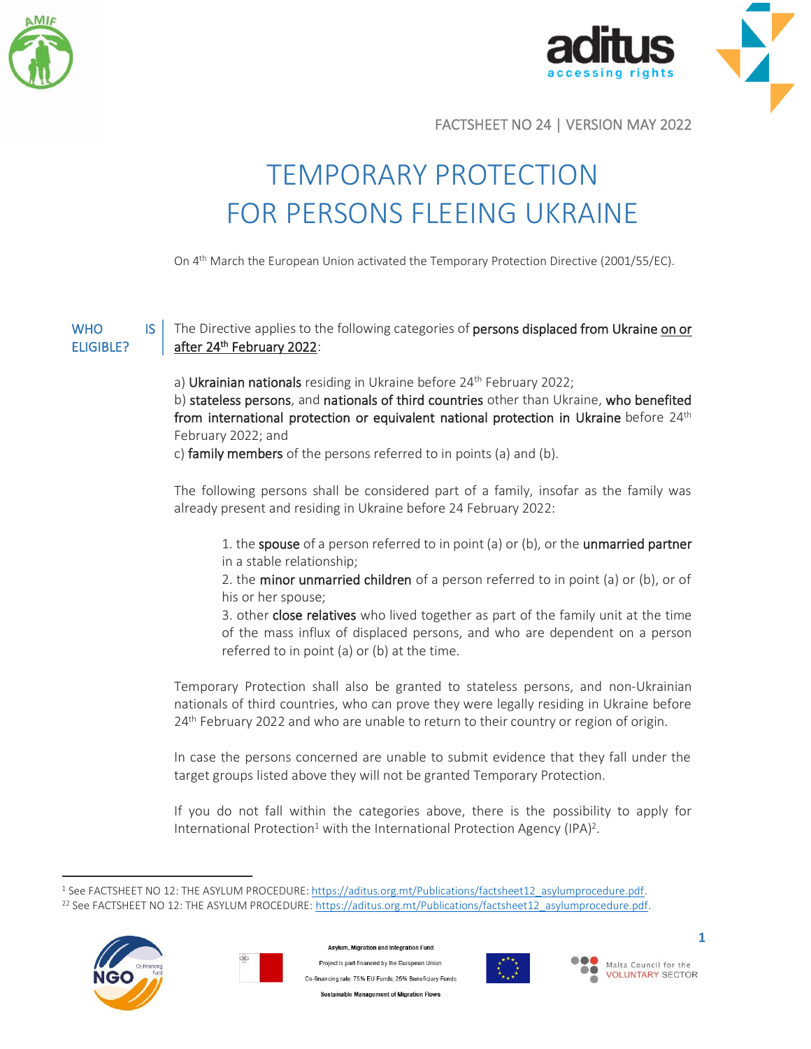FACTSHEET NO 24 | VERSION MAY 2022

# TEMPORARY PROTECTION FOR PERSONS FLEEING UKRAINE

On 4th March the European Union activated the Temporary Protection Directive (2001/55/EC).

## WHO IS ELIGIBLE?

The Directive applies to the following categories of **persons displaced from Ukraine** **on or after 24th February 2022**:

a) **Ukrainian nationals** residing in Ukraine before 24th February 2022;
b) **stateless persons**, and **nationals of third countries** other than Ukraine, **who benefited from international protection or equivalent national protection in Ukraine** before 24th February 2022; and
c) **family members** of the persons referred to in points (a) and (b).

The following persons shall be considered part of a family, insofar as the family was already present and residing in Ukraine before 24 February 2022:

> 1. the **spouse** of a person referred to in point (a) or (b), or the **unmarried partner** in a stable relationship;
> 2. the **minor unmarried children** of a person referred to in point (a) or (b), or of his or her spouse;
> 3. other **close relatives** who lived together as part of the family unit at the time of the mass influx of displaced persons, and who are dependent on a person referred to in point (a) or (b) at the time.

Temporary Protection shall also be granted to stateless persons, and non-Ukrainian nationals of third countries, who can prove they were legally residing in Ukraine before 24th February 2022 and who are unable to return to their country or region of origin.

In case the persons concerned are unable to submit evidence that they fall under the target groups listed above they will not be granted Temporary Protection.

If you do not fall within the categories above, there is the possibility to apply for International Protection[1] with the International Protection Agency (IPA)[2].

---

[1] See FACTSHEET NO 12: THE ASYLUM PROCEDURE: https://aditus.org.mt/Publications/factsheet12_asylumprocedure.pdf.
[22] See FACTSHEET NO 12: THE ASYLUM PROCEDURE: https://aditus.org.mt/Publications/factsheet12_asylumprocedure.pdf.

Asylum, Migration and Integration Fund
Project is part-financed by the European Union
Co-financing rate: 75% EU Funds; 25% Beneficiary Funds
Sustainable Management of Migration Flows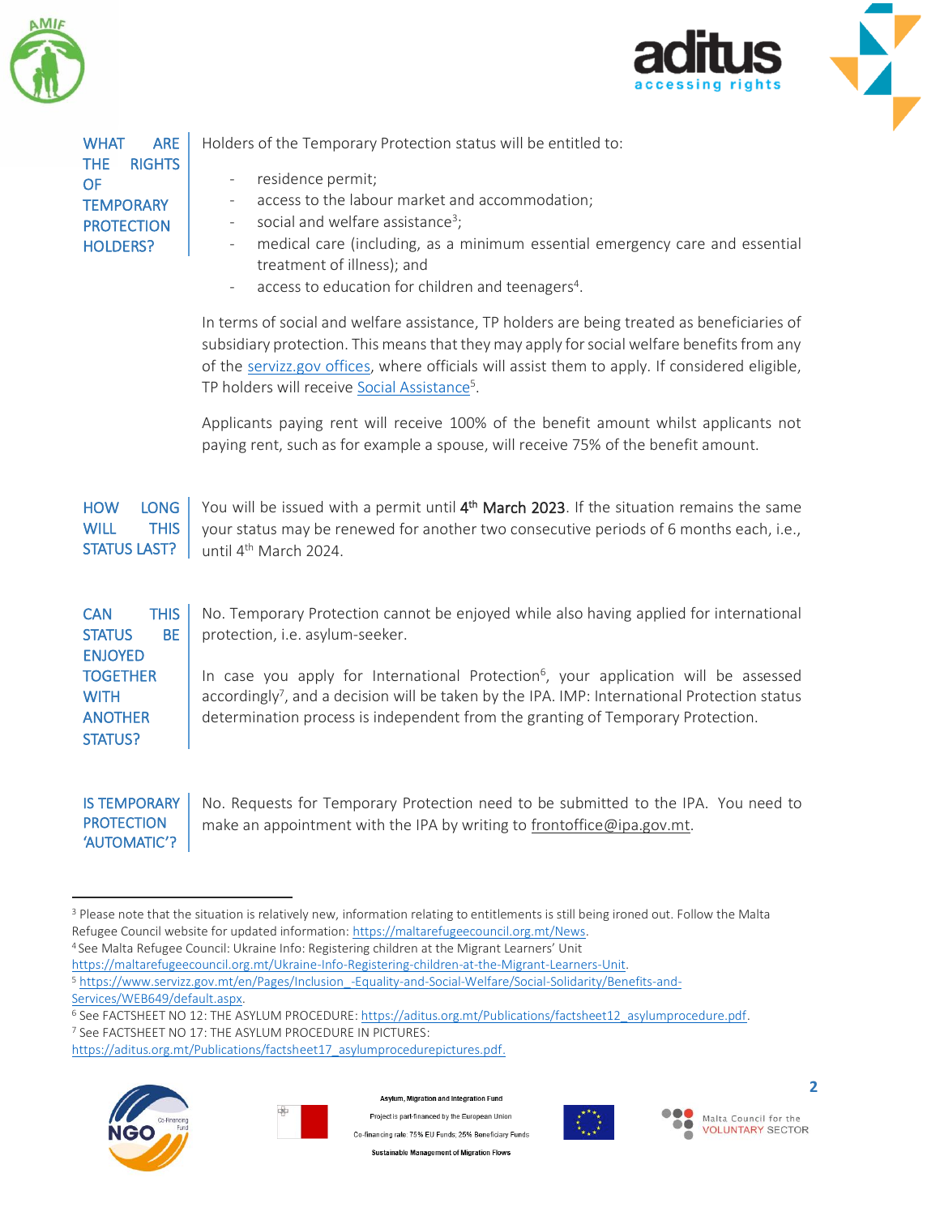## WHAT ARE THE RIGHTS OF TEMPORARY PROTECTION HOLDERS?

Holders of the Temporary Protection status will be entitled to:

- residence permit;
- access to the labour market and accommodation;
- social and welfare assistance[3];
- medical care (including, as a minimum essential emergency care and essential treatment of illness); and
- access to education for children and teenagers[4].

In terms of social and welfare assistance, TP holders are being treated as beneficiaries of subsidiary protection. This means that they may apply for social welfare benefits from any of the servizz.gov offices, where officials will assist them to apply. If considered eligible, TP holders will receive Social Assistance[5].

Applicants paying rent will receive 100% of the benefit amount whilst applicants not paying rent, such as for example a spouse, will receive 75% of the benefit amount.

## HOW LONG WILL THIS STATUS LAST?

You will be issued with a permit until **4th March 2023**. If the situation remains the same your status may be renewed for another two consecutive periods of 6 months each, i.e., until 4th March 2024.

## CAN THIS STATUS BE ENJOYED TOGETHER WITH ANOTHER STATUS?

No. Temporary Protection cannot be enjoyed while also having applied for international protection, i.e. asylum-seeker.

In case you apply for International Protection[6], your application will be assessed accordingly[7], and a decision will be taken by the IPA. IMP: International Protection status determination process is independent from the granting of Temporary Protection.

## IS TEMPORARY PROTECTION 'AUTOMATIC'?

No. Requests for Temporary Protection need to be submitted to the IPA. You need to make an appointment with the IPA by writing to frontoffice@ipa.gov.mt.

---

[3] Please note that the situation is relatively new, information relating to entitlements is still being ironed out. Follow the Malta Refugee Council website for updated information: https://maltarefugeecouncil.org.mt/News.

[4] See Malta Refugee Council: Ukraine Info: Registering children at the Migrant Learners' Unit https://maltarefugeecouncil.org.mt/Ukraine-Info-Registering-children-at-the-Migrant-Learners-Unit.

[5] https://www.servizz.gov.mt/en/Pages/Inclusion_-Equality-and-Social-Welfare/Social-Solidarity/Benefits-and-Services/WEB649/default.aspx.

[6] See FACTSHEET NO 12: THE ASYLUM PROCEDURE: https://aditus.org.mt/Publications/factsheet12_asylumprocedure.pdf.

[7] See FACTSHEET NO 17: THE ASYLUM PROCEDURE IN PICTURES: https://aditus.org.mt/Publications/factsheet17_asylumprocedurepictures.pdf.

Asylum, Migration and Integration Fund
Project is part-financed by the European Union
Co-financing rate: 75% EU Funds; 25% Beneficiary Funds
Sustainable Management of Migration Flows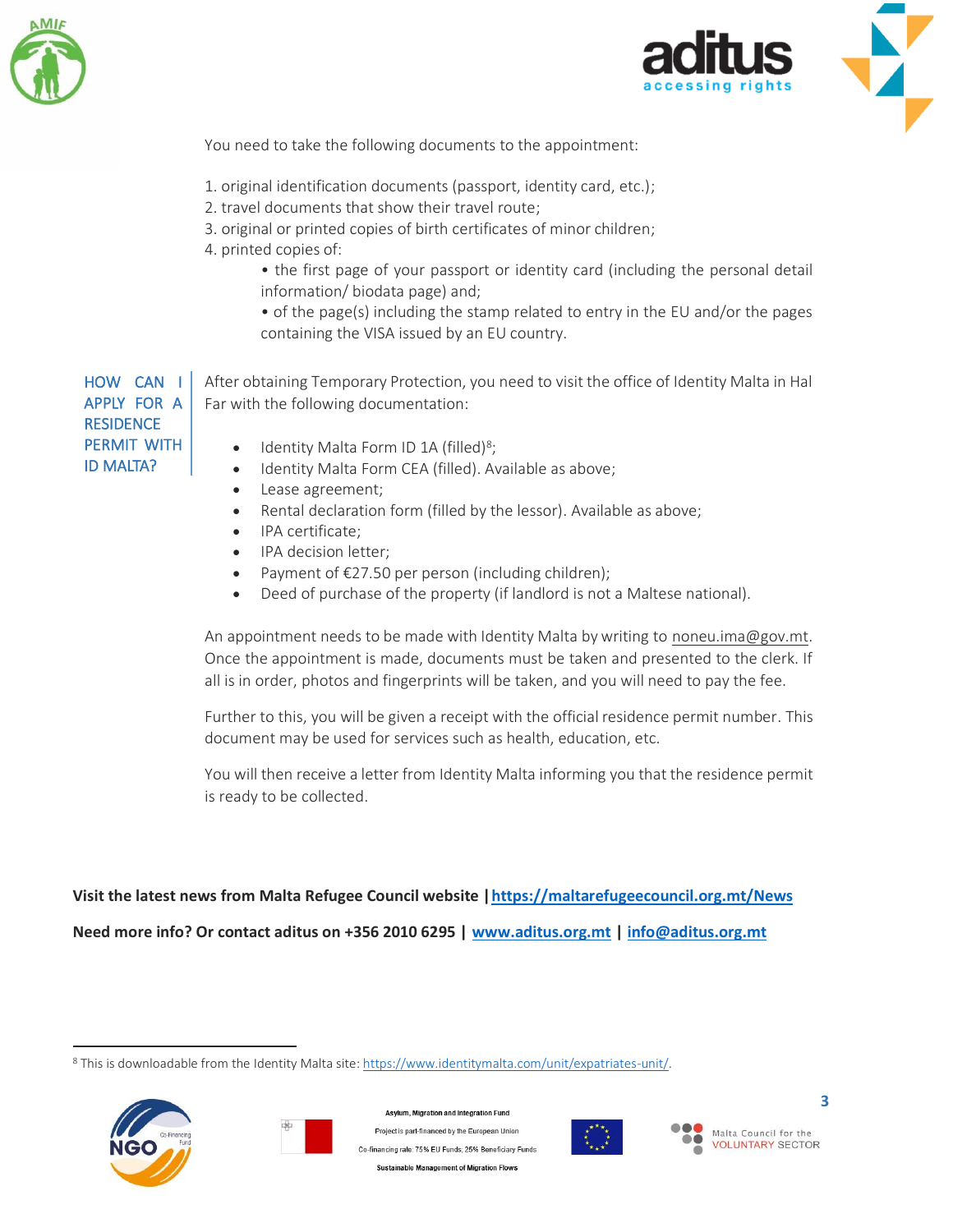You need to take the following documents to the appointment:

1. original identification documents (passport, identity card, etc.);
2. travel documents that show their travel route;
3. original or printed copies of birth certificates of minor children;
4. printed copies of:
   - the first page of your passport or identity card (including the personal detail information/ biodata page) and;
   - of the page(s) including the stamp related to entry in the EU and/or the pages containing the VISA issued by an EU country.

## HOW CAN I APPLY FOR A RESIDENCE PERMIT WITH ID MALTA?

After obtaining Temporary Protection, you need to visit the office of Identity Malta in Hal Far with the following documentation:

- Identity Malta Form ID 1A (filled)[8];
- Identity Malta Form CEA (filled). Available as above;
- Lease agreement;
- Rental declaration form (filled by the lessor). Available as above;
- IPA certificate;
- IPA decision letter;
- Payment of €27.50 per person (including children);
- Deed of purchase of the property (if landlord is not a Maltese national).

An appointment needs to be made with Identity Malta by writing to noneu.ima@gov.mt. Once the appointment is made, documents must be taken and presented to the clerk. If all is in order, photos and fingerprints will be taken, and you will need to pay the fee.

Further to this, you will be given a receipt with the official residence permit number. This document may be used for services such as health, education, etc.

You will then receive a letter from Identity Malta informing you that the residence permit is ready to be collected.

**Visit the latest news from Malta Refugee Council website | https://maltarefugeecouncil.org.mt/News**

**Need more info? Or contact aditus on +356 2010 6295 | www.aditus.org.mt | info@aditus.org.mt**

[8] This is downloadable from the Identity Malta site: https://www.identitymalta.com/unit/expatriates-unit/.

Asylum, Migration and Integration Fund

Project is part-financed by the European Union

Co-financing rate: 75% EU Funds; 25% Beneficiary Funds

Sustainable Management of Migration Flows